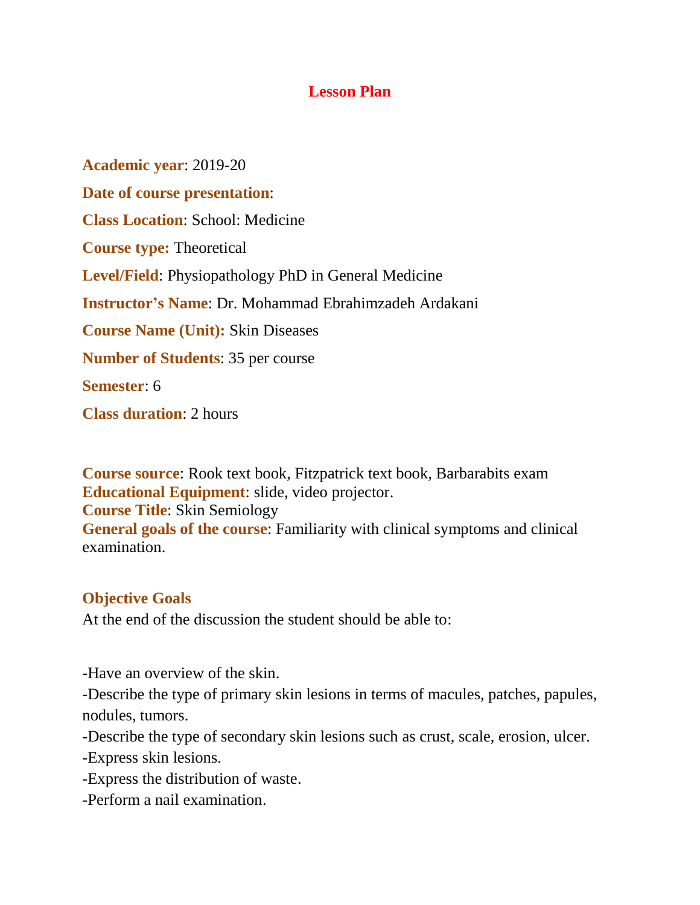# Lesson Plan

**Academic year**: 2019-20

**Date of course presentation**:

**Class Location**: School: Medicine

**Course type:** Theoretical

**Level/Field**: Physiopathology PhD in General Medicine

**Instructor's Name**: Dr. Mohammad Ebrahimzadeh Ardakani

**Course Name (Unit):** Skin Diseases

**Number of Students**: 35 per course

**Semester**: 6

**Class duration**: 2 hours

**Course source**: Rook text book, Fitzpatrick text book, Barbarabits exam
**Educational Equipment**: slide, video projector.
**Course Title**: Skin Semiology
**General goals of the course**: Familiarity with clinical symptoms and clinical examination.

## Objective Goals

At the end of the discussion the student should be able to:

-Have an overview of the skin.
-Describe the type of primary skin lesions in terms of macules, patches, papules, nodules, tumors.
-Describe the type of secondary skin lesions such as crust, scale, erosion, ulcer.
-Express skin lesions.
-Express the distribution of waste.
-Perform a nail examination.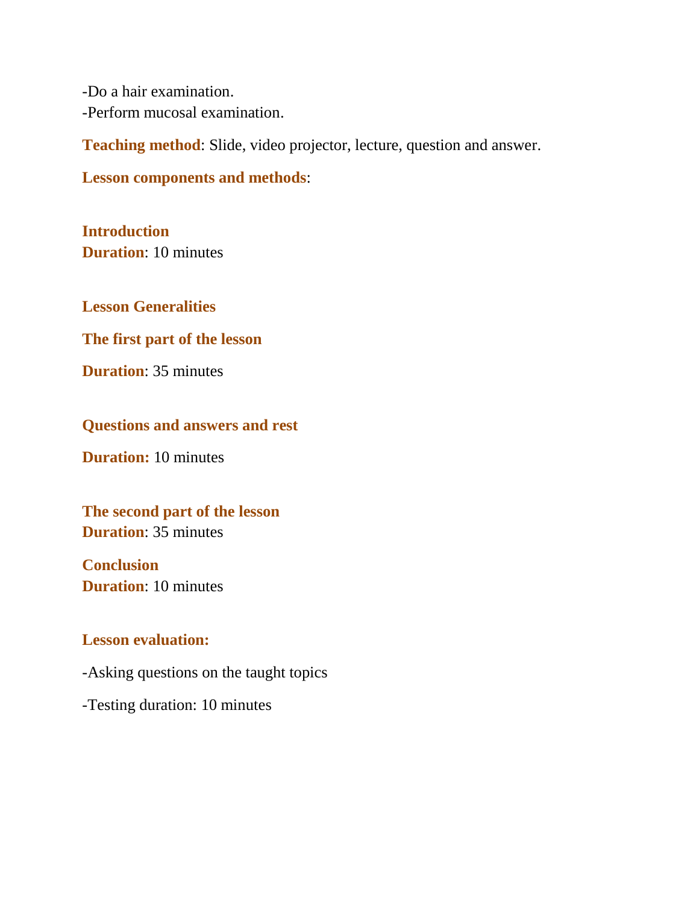-Do a hair examination.
-Perform mucosal examination.

**Teaching method**: Slide, video projector, lecture, question and answer.

**Lesson components and methods**:

**Introduction**
**Duration**: 10 minutes

**Lesson Generalities**

**The first part of the lesson**

**Duration**: 35 minutes

**Questions and answers and rest**

**Duration:** 10 minutes

**The second part of the lesson**
**Duration**: 35 minutes

**Conclusion**
**Duration**: 10 minutes

**Lesson evaluation:**

-Asking questions on the taught topics

-Testing duration: 10 minutes